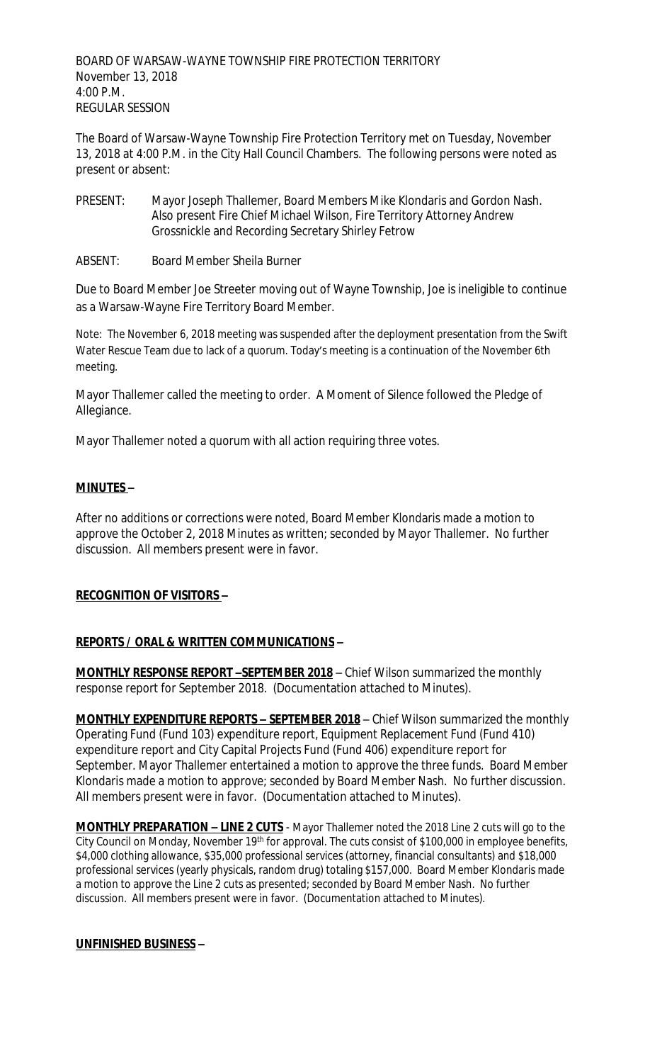BOARD OF WARSAW-WAYNE TOWNSHIP FIRE PROTECTION TERRITORY
November 13, 2018
4:00 P.M.
REGULAR SESSION

The Board of Warsaw-Wayne Township Fire Protection Territory met on Tuesday, November 13, 2018 at 4:00 P.M. in the City Hall Council Chambers. The following persons were noted as present or absent:

PRESENT: Mayor Joseph Thallemer, Board Members Mike Klondaris and Gordon Nash. Also present Fire Chief Michael Wilson, Fire Territory Attorney Andrew Grossnickle and Recording Secretary Shirley Fetrow

ABSENT: Board Member Sheila Burner

Due to Board Member Joe Streeter moving out of Wayne Township, Joe is ineligible to continue as a Warsaw-Wayne Fire Territory Board Member.

Note: The November 6, 2018 meeting was suspended after the deployment presentation from the Swift Water Rescue Team due to lack of a quorum. Today's meeting is a continuation of the November 6th meeting.

Mayor Thallemer called the meeting to order. A Moment of Silence followed the Pledge of Allegiance.

Mayor Thallemer noted a quorum with all action requiring three votes.

**MINUTES –**

After no additions or corrections were noted, Board Member Klondaris made a motion to approve the October 2, 2018 Minutes as written; seconded by Mayor Thallemer. No further discussion. All members present were in favor.

**RECOGNITION OF VISITORS –**

**REPORTS / ORAL & WRITTEN COMMUNICATIONS –**

**MONTHLY RESPONSE REPORT –SEPTEMBER 2018** – Chief Wilson summarized the monthly response report for September 2018. (Documentation attached to Minutes).

**MONTHLY EXPENDITURE REPORTS – SEPTEMBER 2018** – Chief Wilson summarized the monthly Operating Fund (Fund 103) expenditure report, Equipment Replacement Fund (Fund 410) expenditure report and City Capital Projects Fund (Fund 406) expenditure report for September. Mayor Thallemer entertained a motion to approve the three funds. Board Member Klondaris made a motion to approve; seconded by Board Member Nash. No further discussion. All members present were in favor. (Documentation attached to Minutes).

**MONTHLY PREPARATION – LINE 2 CUTS** - Mayor Thallemer noted the 2018 Line 2 cuts will go to the City Council on Monday, November 19th for approval. The cuts consist of $100,000 in employee benefits, $4,000 clothing allowance, $35,000 professional services (attorney, financial consultants) and $18,000 professional services (yearly physicals, random drug) totaling $157,000. Board Member Klondaris made a motion to approve the Line 2 cuts as presented; seconded by Board Member Nash. No further discussion. All members present were in favor. (Documentation attached to Minutes).

**UNFINISHED BUSINESS –**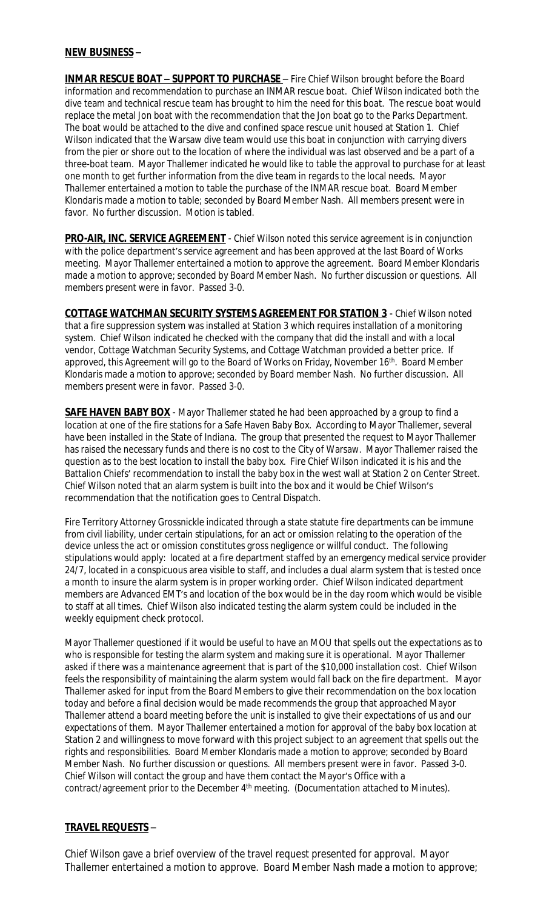**NEW BUSINESS** –

**INMAR RESCUE BOAT – SUPPORT TO PURCHASE** – Fire Chief Wilson brought before the Board information and recommendation to purchase an INMAR rescue boat. Chief Wilson indicated both the dive team and technical rescue team has brought to him the need for this boat. The rescue boat would replace the metal Jon boat with the recommendation that the Jon boat go to the Parks Department. The boat would be attached to the dive and confined space rescue unit housed at Station 1. Chief Wilson indicated that the Warsaw dive team would use this boat in conjunction with carrying divers from the pier or shore out to the location of where the individual was last observed and be a part of a three-boat team. Mayor Thallemer indicated he would like to table the approval to purchase for at least one month to get further information from the dive team in regards to the local needs. Mayor Thallemer entertained a motion to table the purchase of the INMAR rescue boat. Board Member Klondaris made a motion to table; seconded by Board Member Nash. All members present were in favor. No further discussion. Motion is tabled.

**PRO-AIR, INC. SERVICE AGREEMENT** - Chief Wilson noted this service agreement is in conjunction with the police department's service agreement and has been approved at the last Board of Works meeting. Mayor Thallemer entertained a motion to approve the agreement. Board Member Klondaris made a motion to approve; seconded by Board Member Nash. No further discussion or questions. All members present were in favor. Passed 3-0.

**COTTAGE WATCHMAN SECURITY SYSTEMS AGREEMENT FOR STATION 3** - Chief Wilson noted that a fire suppression system was installed at Station 3 which requires installation of a monitoring system. Chief Wilson indicated he checked with the company that did the install and with a local vendor, Cottage Watchman Security Systems, and Cottage Watchman provided a better price. If approved, this Agreement will go to the Board of Works on Friday, November 16th. Board Member Klondaris made a motion to approve; seconded by Board member Nash. No further discussion. All members present were in favor. Passed 3-0.

**SAFE HAVEN BABY BOX** - Mayor Thallemer stated he had been approached by a group to find a location at one of the fire stations for a Safe Haven Baby Box. According to Mayor Thallemer, several have been installed in the State of Indiana. The group that presented the request to Mayor Thallemer has raised the necessary funds and there is no cost to the City of Warsaw. Mayor Thallemer raised the question as to the best location to install the baby box. Fire Chief Wilson indicated it is his and the Battalion Chiefs' recommendation to install the baby box in the west wall at Station 2 on Center Street. Chief Wilson noted that an alarm system is built into the box and it would be Chief Wilson's recommendation that the notification goes to Central Dispatch.

Fire Territory Attorney Grossnickle indicated through a state statute fire departments can be immune from civil liability, under certain stipulations, for an act or omission relating to the operation of the device unless the act or omission constitutes gross negligence or willful conduct. The following stipulations would apply: located at a fire department staffed by an emergency medical service provider 24/7, located in a conspicuous area visible to staff, and includes a dual alarm system that is tested once a month to insure the alarm system is in proper working order. Chief Wilson indicated department members are Advanced EMT's and location of the box would be in the day room which would be visible to staff at all times. Chief Wilson also indicated testing the alarm system could be included in the weekly equipment check protocol.

Mayor Thallemer questioned if it would be useful to have an MOU that spells out the expectations as to who is responsible for testing the alarm system and making sure it is operational. Mayor Thallemer asked if there was a maintenance agreement that is part of the $10,000 installation cost. Chief Wilson feels the responsibility of maintaining the alarm system would fall back on the fire department. Mayor Thallemer asked for input from the Board Members to give their recommendation on the box location today and before a final decision would be made recommends the group that approached Mayor Thallemer attend a board meeting before the unit is installed to give their expectations of us and our expectations of them. Mayor Thallemer entertained a motion for approval of the baby box location at Station 2 and willingness to move forward with this project subject to an agreement that spells out the rights and responsibilities. Board Member Klondaris made a motion to approve; seconded by Board Member Nash. No further discussion or questions. All members present were in favor. Passed 3-0. Chief Wilson will contact the group and have them contact the Mayor's Office with a contract/agreement prior to the December 4th meeting. (Documentation attached to Minutes).

**TRAVEL REQUESTS** –

Chief Wilson gave a brief overview of the travel request presented for approval. Mayor Thallemer entertained a motion to approve. Board Member Nash made a motion to approve;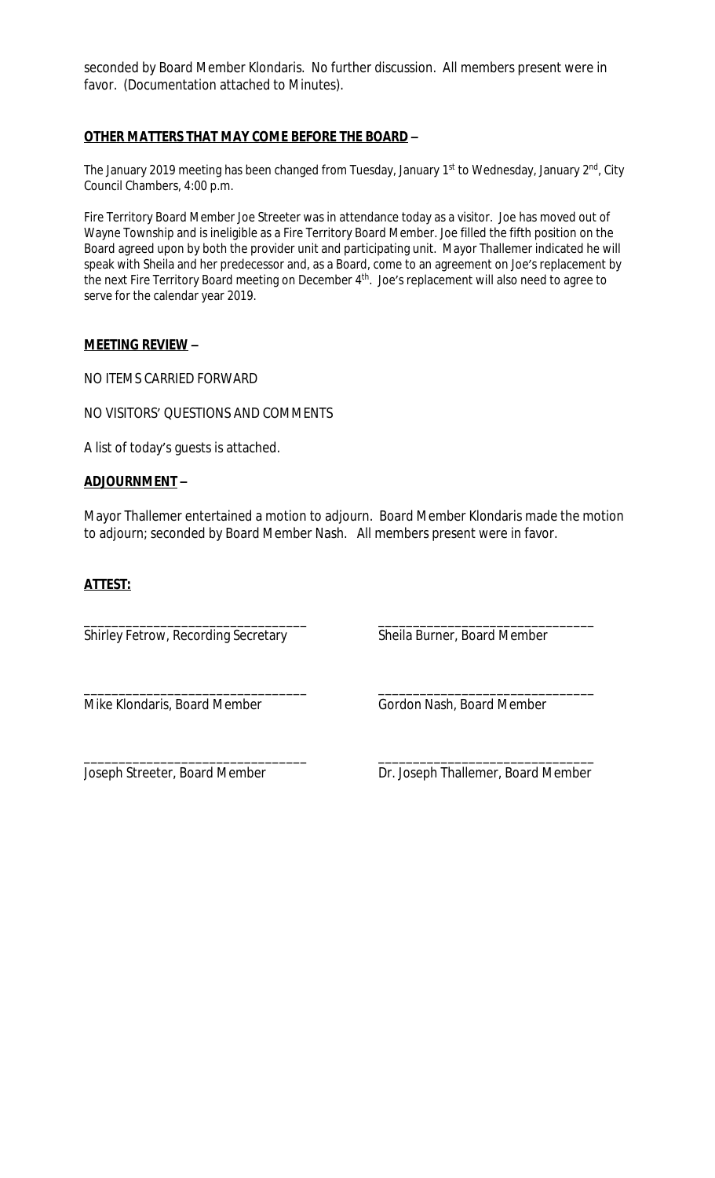seconded by Board Member Klondaris. No further discussion. All members present were in favor. (Documentation attached to Minutes).

**OTHER MATTERS THAT MAY COME BEFORE THE BOARD –**

The January 2019 meeting has been changed from Tuesday, January 1st to Wednesday, January 2nd, City Council Chambers, 4:00 p.m.

Fire Territory Board Member Joe Streeter was in attendance today as a visitor. Joe has moved out of Wayne Township and is ineligible as a Fire Territory Board Member. Joe filled the fifth position on the Board agreed upon by both the provider unit and participating unit. Mayor Thallemer indicated he will speak with Sheila and her predecessor and, as a Board, come to an agreement on Joe's replacement by the next Fire Territory Board meeting on December 4th. Joe's replacement will also need to agree to serve for the calendar year 2019.

**MEETING REVIEW –**

NO ITEMS CARRIED FORWARD

NO VISITORS' QUESTIONS AND COMMENTS

A list of today's guests is attached.

**ADJOURNMENT –**

Mayor Thallemer entertained a motion to adjourn. Board Member Klondaris made the motion to adjourn; seconded by Board Member Nash. All members present were in favor.

**ATTEST:**

| | |
|---|---|
| \_\_\_\_\_\_\_\_\_\_\_\_\_\_\_\_\_\_\_\_\_\_\_\_\_\_\_\_\_\_ | \_\_\_\_\_\_\_\_\_\_\_\_\_\_\_\_\_\_\_\_\_\_\_\_\_\_\_\_\_\_ |
| Shirley Fetrow, Recording Secretary | Sheila Burner, Board Member |
| \_\_\_\_\_\_\_\_\_\_\_\_\_\_\_\_\_\_\_\_\_\_\_\_\_\_\_\_\_\_ | \_\_\_\_\_\_\_\_\_\_\_\_\_\_\_\_\_\_\_\_\_\_\_\_\_\_\_\_\_\_ |
| Mike Klondaris, Board Member | Gordon Nash, Board Member |
| \_\_\_\_\_\_\_\_\_\_\_\_\_\_\_\_\_\_\_\_\_\_\_\_\_\_\_\_\_\_ | \_\_\_\_\_\_\_\_\_\_\_\_\_\_\_\_\_\_\_\_\_\_\_\_\_\_\_\_\_\_ |
| Joseph Streeter, Board Member | Dr. Joseph Thallemer, Board Member |